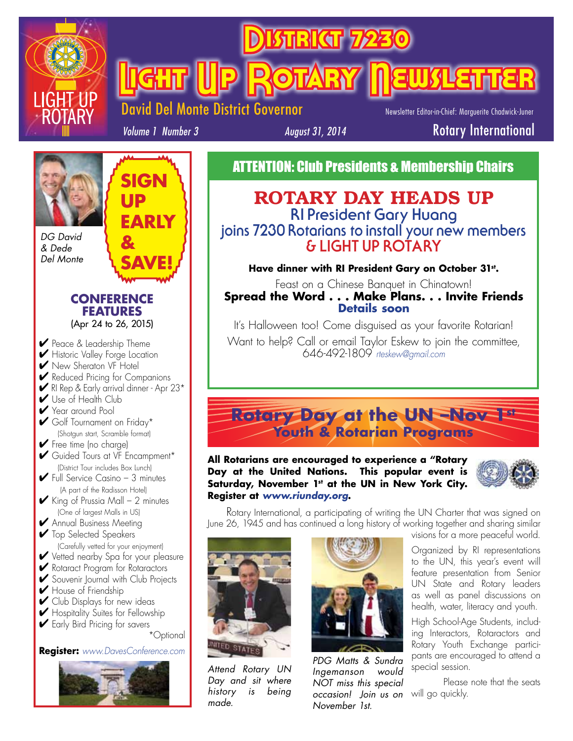# District 7230 Light Up Rotary Newsletter

LIGHT UP ROTARY

David Del Monte District Governor

Newsletter Editor-in-Chief: Marguerite Chadwick-Juner

*Volume 1 Number 3* *August 31, 2014* Rotary International

*DG David & Dede Del Monte*

**SIGN UP EARLY & SAVE!**

## CONFERENCE FEATURES

(Apr 24 to 26, 2015)

- ✔ Peace & Leadership Theme
- ✔ Historic Valley Forge Location
- ✔ New Sheraton VF Hotel
- ✔ Reduced Pricing for Companions
- ✔ RI Rep & Early arrival dinner - Apr 23*
- ✔ Use of Health Club
- ✔ Year around Pool
- ✔ Golf Tournament on Friday*
  (Shotgun start, Scramble format)
- ✔ Free time (no charge)
- ✔ Guided Tours at VF Encampment*
  (District Tour includes Box Lunch)
- ✔ Full Service Casino – 3 minutes
  (A part of the Radisson Hotel)
- ✔ King of Prussia Mall – 2 minutes
  (One of largest Malls in US)
- ✔ Annual Business Meeting
- ✔ Top Selected Speakers
  (Carefully vetted for your enjoyment)
- ✔ Vetted nearby Spa for your pleasure
- ✔ Rotaract Program for Rotaractors
- ✔ Souvenir Journal with Club Projects
- ✔ House of Friendship
- ✔ Club Displays for new ideas
- ✔ Hospitality Suites for Fellowship
- ✔ Early Bird Pricing for savers

*Optional

**Register:** *www.DavesConference.com*

## ATTENTION: Club Presidents & Membership Chairs

### ROTARY DAY HEADS UP

RI President Gary Huang joins 7230 Rotarians to install your new members & LIGHT UP ROTARY

**Have dinner with RI President Gary on October 31st.**

Feast on a Chinese Banquet in Chinatown!

**Spread the Word . . . Make Plans. . . Invite Friends**

**Details soon**

It's Halloween too! Come disguised as your favorite Rotarian!

Want to help? Call or email Taylor Eskew to join the committee, 646-492-1809 *rteskew@gmail.com*

## Rotary Day at the UN –Nov 1st

### Youth & Rotarian Programs

**All Rotarians are encouraged to experience a "Rotary Day at the United Nations. This popular event is Saturday, November 1st at the UN in New York City. Register at *www.riunday.org*.**

Rotary International, a participating of writing the UN Charter that was signed on June 26, 1945 and has continued a long history of working together and sharing similar visions for a more peaceful world.

Organized by RI representations to the UN, this year's event will feature presentation from Senior UN State and Rotary leaders as well as panel discussions on health, water, literacy and youth.

High School-Age Students, including Interactors, Rotaractors and Rotary Youth Exchange participants are encouraged to attend a special session.

Please note that the seats will go quickly.

*Attend Rotary UN Day and sit where history is being made.*

*PDG Matts & Sundra Ingemanson would NOT miss this special occasion! Join us on November 1st.*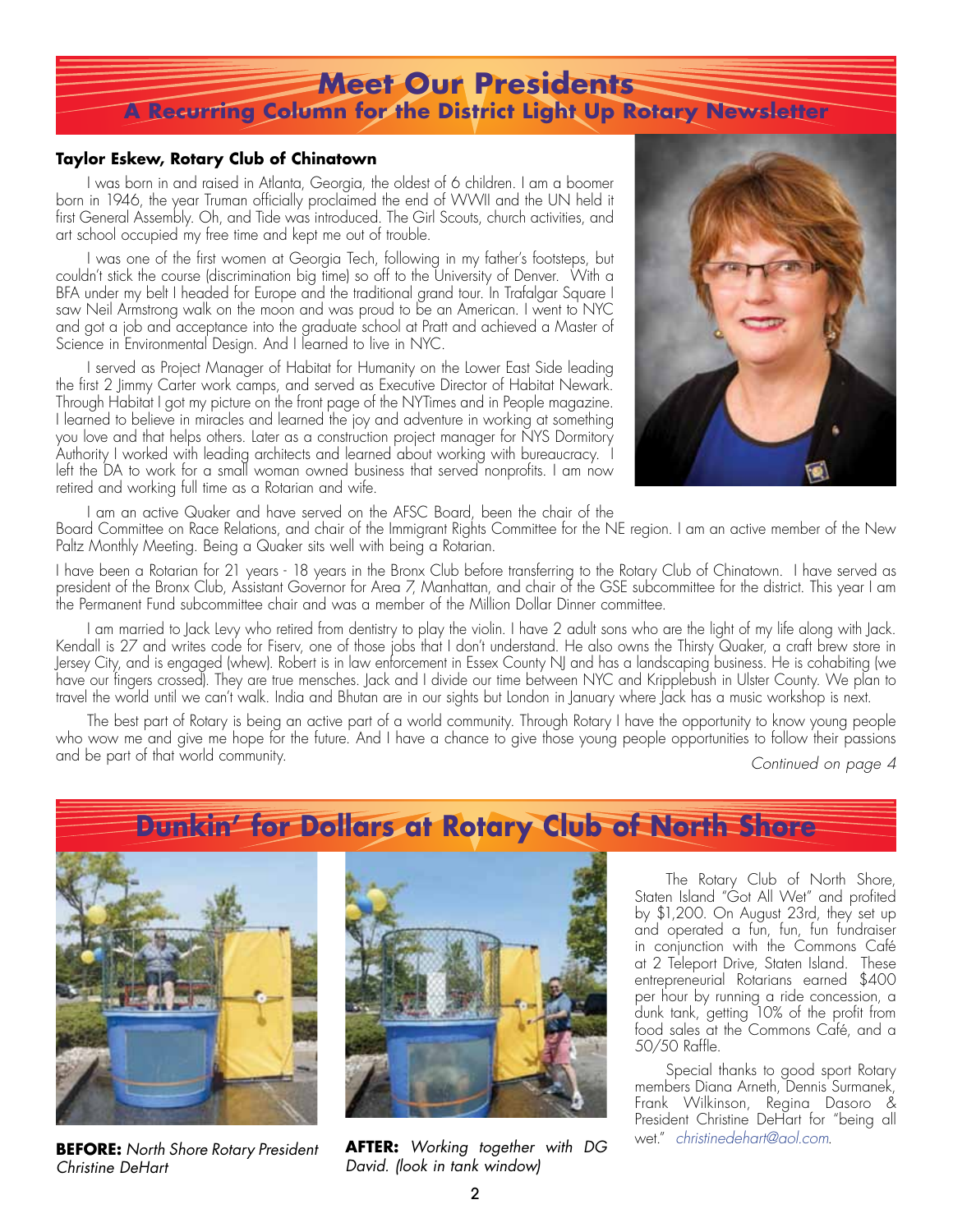# Meet Our Presidents

## A Recurring Column for the District Light Up Rotary Newsletter

**Taylor Eskew, Rotary Club of Chinatown**

I was born in and raised in Atlanta, Georgia, the oldest of 6 children. I am a boomer born in 1946, the year Truman officially proclaimed the end of WWII and the UN held it first General Assembly. Oh, and Tide was introduced. The Girl Scouts, church activities, and art school occupied my free time and kept me out of trouble.

I was one of the first women at Georgia Tech, following in my father's footsteps, but couldn't stick the course (discrimination big time) so off to the University of Denver. With a BFA under my belt I headed for Europe and the traditional grand tour. In Trafalgar Square I saw Neil Armstrong walk on the moon and was proud to be an American. I went to NYC and got a job and acceptance into the graduate school at Pratt and achieved a Master of Science in Environmental Design. And I learned to live in NYC.

I served as Project Manager of Habitat for Humanity on the Lower East Side leading the first 2 Jimmy Carter work camps, and served as Executive Director of Habitat Newark. Through Habitat I got my picture on the front page of the NYTimes and in People magazine. I learned to believe in miracles and learned the joy and adventure in working at something you love and that helps others. Later as a construction project manager for NYS Dormitory Authority I worked with leading architects and learned about working with bureaucracy. I left the DA to work for a small woman owned business that served nonprofits. I am now retired and working full time as a Rotarian and wife.

I am an active Quaker and have served on the AFSC Board, been the chair of the Board Committee on Race Relations, and chair of the Immigrant Rights Committee for the NE region. I am an active member of the New Paltz Monthly Meeting. Being a Quaker sits well with being a Rotarian.

I have been a Rotarian for 21 years - 18 years in the Bronx Club before transferring to the Rotary Club of Chinatown. I have served as president of the Bronx Club, Assistant Governor for Area 7, Manhattan, and chair of the GSE subcommittee for the district. This year I am the Permanent Fund subcommittee chair and was a member of the Million Dollar Dinner committee.

I am married to Jack Levy who retired from dentistry to play the violin. I have 2 adult sons who are the light of my life along with Jack. Kendall is 27 and writes code for Fiserv, one of those jobs that I don't understand. He also owns the Thirsty Quaker, a craft brew store in Jersey City, and is engaged (whew). Robert is in law enforcement in Essex County NJ and has a landscaping business. He is cohabiting (we have our fingers crossed). They are true mensches. Jack and I divide our time between NYC and Kripplebush in Ulster County. We plan to travel the world until we can't walk. India and Bhutan are in our sights but London in January where Jack has a music workshop is next.

The best part of Rotary is being an active part of a world community. Through Rotary I have the opportunity to know young people who wow me and give me hope for the future. And I have a chance to give those young people opportunities to follow their passions and be part of that world community.

*Continued on page 4*

# Dunkin' for Dollars at Rotary Club of North Shore

**BEFORE:** *North Shore Rotary President Christine DeHart*

**AFTER:** *Working together with DG David. (look in tank window)*

The Rotary Club of North Shore, Staten Island "Got All Wet" and profited by $1,200. On August 23rd, they set up and operated a fun, fun, fun fundraiser in conjunction with the Commons Café at 2 Teleport Drive, Staten Island. These entrepreneurial Rotarians earned $400 per hour by running a ride concession, a dunk tank, getting 10% of the profit from food sales at the Commons Café, and a 50/50 Raffle.

Special thanks to good sport Rotary members Diana Arneth, Dennis Surmanek, Frank Wilkinson, Regina Dasoro & President Christine DeHart for "being all wet." *christinedehart@aol.com.*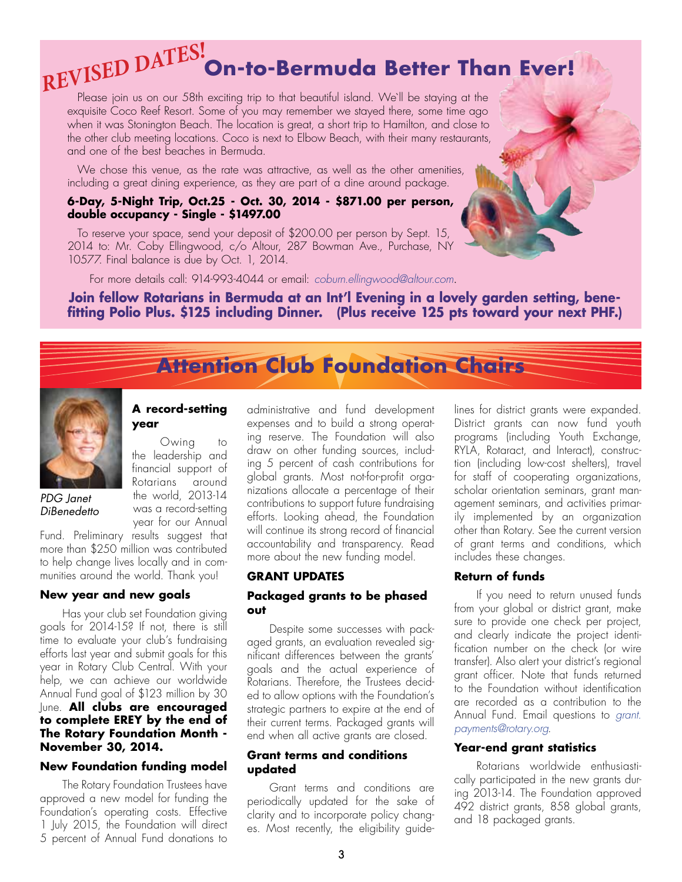# REVISED DATES! On-to-Bermuda Better Than Ever!

Please join us on our 58th exciting trip to that beautiful island. We'll be staying at the exquisite Coco Reef Resort. Some of you may remember we stayed there, some time ago when it was Stonington Beach. The location is great, a short trip to Hamilton, and close to the other club meeting locations. Coco is next to Elbow Beach, with their many restaurants, and one of the best beaches in Bermuda.

We chose this venue, as the rate was attractive, as well as the other amenities, including a great dining experience, as they are part of a dine around package.

**6-Day, 5-Night Trip, Oct.25 - Oct. 30, 2014 - $871.00 per person, double occupancy - Single - $1497.00**

To reserve your space, send your deposit of $200.00 per person by Sept. 15, 2014 to: Mr. Coby Ellingwood, c/o Altour, 287 Bowman Ave., Purchase, NY 10577. Final balance is due by Oct. 1, 2014.

For more details call: 914-993-4044 or email: *coburn.ellingwood@altour.com*.

**Join fellow Rotarians in Bermuda at an Int'l Evening in a lovely garden setting, benefitting Polio Plus. $125 including Dinner. (Plus receive 125 pts toward your next PHF.)**

# Attention Club Foundation Chairs

*PDG Janet DiBenedetto*

### A record-setting year

Owing to the leadership and financial support of Rotarians around the world, 2013-14 was a record-setting year for our Annual Fund. Preliminary results suggest that more than $250 million was contributed to help change lives locally and in communities around the world. Thank you!

### New year and new goals

Has your club set Foundation giving goals for 2014-15? If not, there is still time to evaluate your club's fundraising efforts last year and submit goals for this year in Rotary Club Central. With your help, we can achieve our worldwide Annual Fund goal of $123 million by 30 June. **All clubs are encouraged to complete EREY by the end of The Rotary Foundation Month - November 30, 2014.**

### New Foundation funding model

The Rotary Foundation Trustees have approved a new model for funding the Foundation's operating costs. Effective 1 July 2015, the Foundation will direct 5 percent of Annual Fund donations to administrative and fund development expenses and to build a strong operating reserve. The Foundation will also draw on other funding sources, including 5 percent of cash contributions for global grants. Most not-for-profit organizations allocate a percentage of their contributions to support future fundraising efforts. Looking ahead, the Foundation will continue its strong record of financial accountability and transparency. Read more about the new funding model.

## GRANT UPDATES

### Packaged grants to be phased out

Despite some successes with packaged grants, an evaluation revealed significant differences between the grants' goals and the actual experience of Rotarians. Therefore, the Trustees decided to allow options with the Foundation's strategic partners to expire at the end of their current terms. Packaged grants will end when all active grants are closed.

### Grant terms and conditions updated

Grant terms and conditions are periodically updated for the sake of clarity and to incorporate policy changes. Most recently, the eligibility guidelines for district grants were expanded. District grants can now fund youth programs (including Youth Exchange, RYLA, Rotaract, and Interact), construction (including low-cost shelters), travel for staff of cooperating organizations, scholar orientation seminars, grant management seminars, and activities primarily implemented by an organization other than Rotary. See the current version of grant terms and conditions, which includes these changes.

### Return of funds

If you need to return unused funds from your global or district grant, make sure to provide one check per project, and clearly indicate the project identification number on the check (or wire transfer). Also alert your district's regional grant officer. Note that funds returned to the Foundation without identification are recorded as a contribution to the Annual Fund. Email questions to *grant.payments@rotary.org*.

### Year-end grant statistics

Rotarians worldwide enthusiastically participated in the new grants during 2013-14. The Foundation approved 492 district grants, 858 global grants, and 18 packaged grants.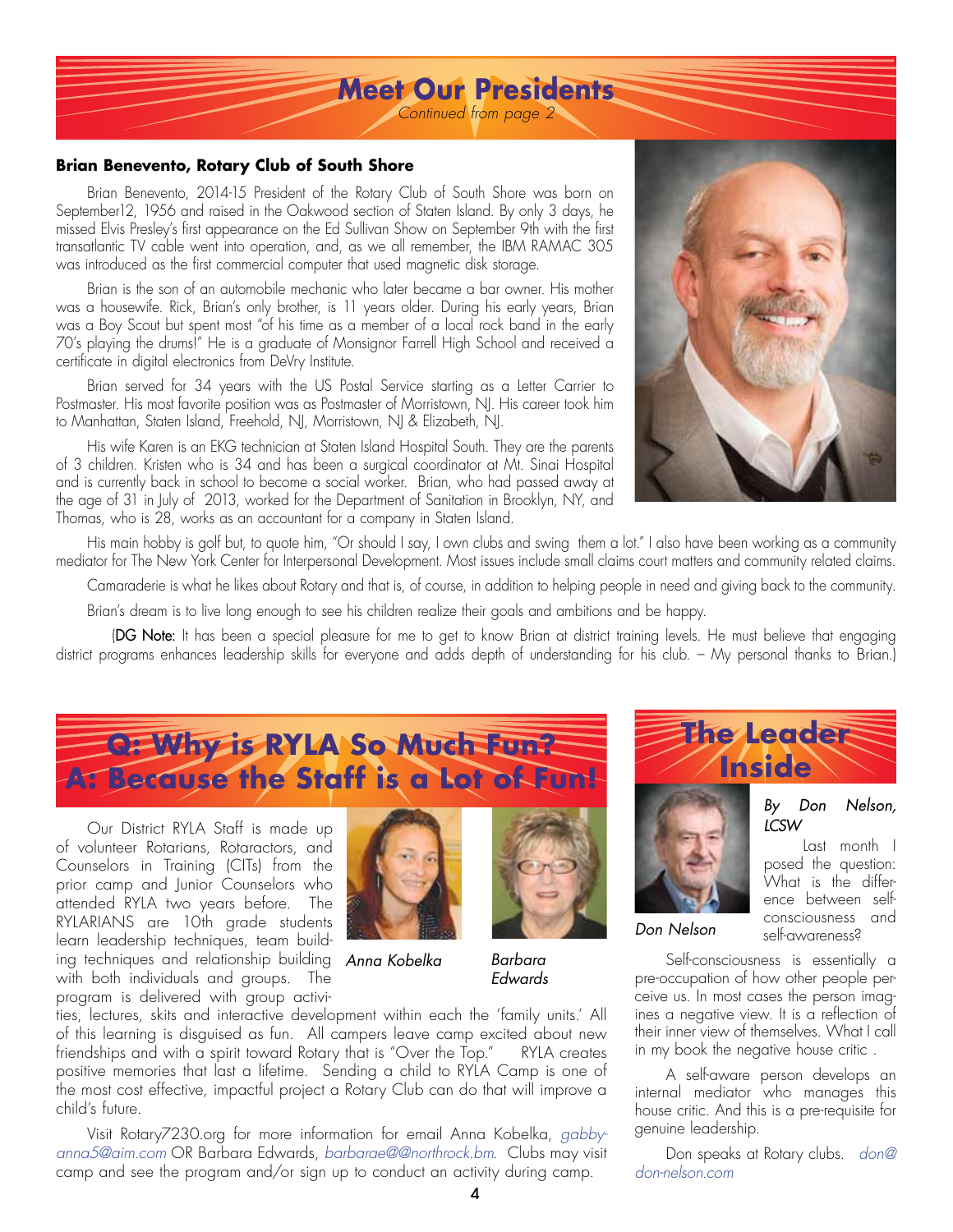# Meet Our Presidents

*Continued from page 2*

**Brian Benevento, Rotary Club of South Shore**

Brian Benevento, 2014-15 President of the Rotary Club of South Shore was born on September12, 1956 and raised in the Oakwood section of Staten Island. By only 3 days, he missed Elvis Presley's first appearance on the Ed Sullivan Show on September 9th with the first transatlantic TV cable went into operation, and, as we all remember, the IBM RAMAC 305 was introduced as the first commercial computer that used magnetic disk storage.

Brian is the son of an automobile mechanic who later became a bar owner. His mother was a housewife. Rick, Brian's only brother, is 11 years older. During his early years, Brian was a Boy Scout but spent most "of his time as a member of a local rock band in the early 70's playing the drums!" He is a graduate of Monsignor Farrell High School and received a certificate in digital electronics from DeVry Institute.

Brian served for 34 years with the US Postal Service starting as a Letter Carrier to Postmaster. His most favorite position was as Postmaster of Morristown, NJ. His career took him to Manhattan, Staten Island, Freehold, NJ, Morristown, NJ & Elizabeth, NJ.

His wife Karen is an EKG technician at Staten Island Hospital South. They are the parents of 3 children. Kristen who is 34 and has been a surgical coordinator at Mt. Sinai Hospital and is currently back in school to become a social worker. Brian, who had passed away at the age of 31 in July of 2013, worked for the Department of Sanitation in Brooklyn, NY, and Thomas, who is 28, works as an accountant for a company in Staten Island.

His main hobby is golf but, to quote him, "Or should I say, I own clubs and swing them a lot." I also have been working as a community mediator for The New York Center for Interpersonal Development. Most issues include small claims court matters and community related claims.

Camaraderie is what he likes about Rotary and that is, of course, in addition to helping people in need and giving back to the community.

Brian's dream is to live long enough to see his children realize their goals and ambitions and be happy.

(DG Note: It has been a special pleasure for me to get to know Brian at district training levels. He must believe that engaging district programs enhances leadership skills for everyone and adds depth of understanding for his club. – My personal thanks to Brian.)

# Q: Why is RYLA So Much Fun? A: Because the Staff is a Lot of Fun!

Our District RYLA Staff is made up of volunteer Rotarians, Rotaractors, and Counselors in Training (CITs) from the prior camp and Junior Counselors who attended RYLA two years before. The RYLARIANS are 10th grade students learn leadership techniques, team building techniques and relationship building with both individuals and groups. The program is delivered with group activities, lectures, skits and interactive development within each the 'family units.' All of this learning is disguised as fun. All campers leave camp excited about new friendships and with a spirit toward Rotary that is "Over the Top." RYLA creates positive memories that last a lifetime. Sending a child to RYLA Camp is one of the most cost effective, impactful project a Rotary Club can do that will improve a child's future.

*Anna Kobelka*

*Barbara Edwards*

Visit Rotary7230.org for more information for email Anna Kobelka, *gabbyanna5@aim.com* OR Barbara Edwards, *barbarae@@northrock.bm*. Clubs may visit camp and see the program and/or sign up to conduct an activity during camp.

# The Leader Inside

*By Don Nelson, LCSW*

*Don Nelson*

Last month I posed the question: What is the difference between self-consciousness and self-awareness?

Self-consciousness is essentially a pre-occupation of how other people perceive us. In most cases the person imagines a negative view. It is a reflection of their inner view of themselves. What I call in my book the negative house critic .

A self-aware person develops an internal mediator who manages this house critic. And this is a pre-requisite for genuine leadership.

Don speaks at Rotary clubs. *don@don-nelson.com*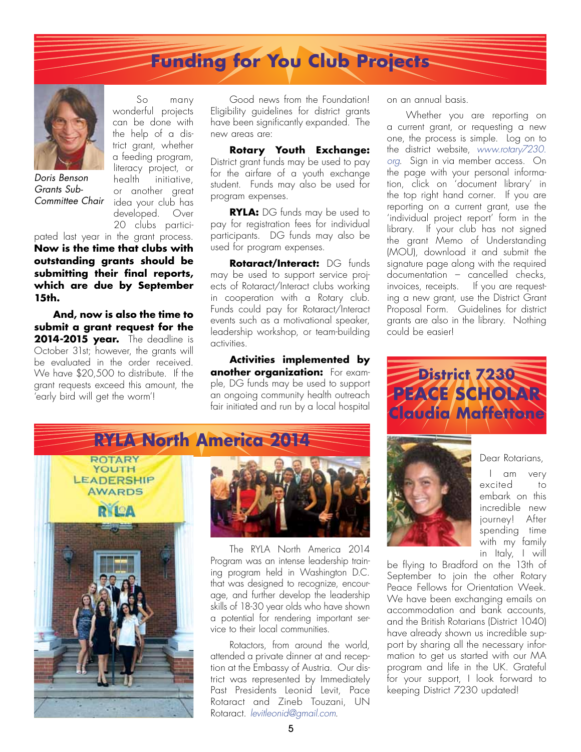# Funding for You Club Projects

*Doris Benson*
*Grants Sub-Committee Chair*

So many wonderful projects can be done with the help of a district grant, whether a feeding program, literacy project, or health initiative, or another great idea your club has developed. Over 20 clubs participated last year in the grant process. **Now is the time that clubs with outstanding grants should be submitting their final reports, which are due by September 15th.**

**And, now is also the time to submit a grant request for the 2014-2015 year.** The deadline is October 31st; however, the grants will be evaluated in the order received. We have $20,500 to distribute. If the grant requests exceed this amount, the 'early bird will get the worm'!

Good news from the Foundation! Eligibility guidelines for district grants have been significantly expanded. The new areas are:

**Rotary Youth Exchange:** District grant funds may be used to pay for the airfare of a youth exchange student. Funds may also be used for program expenses.

**RYLA:** DG funds may be used to pay for registration fees for individual participants. DG funds may also be used for program expenses.

**Rotaract/Interact:** DG funds may be used to support service projects of Rotaract/Interact clubs working in cooperation with a Rotary club. Funds could pay for Rotaract/Interact events such as a motivational speaker, leadership workshop, or team-building activities.

**Activities implemented by another organization:** For example, DG funds may be used to support an ongoing community health outreach fair initiated and run by a local hospital on an annual basis.

Whether you are reporting on a current grant, or requesting a new one, the process is simple. Log on to the district website, *www.rotary7230.org*. Sign in via member access. On the page with your personal information, click on 'document library' in the top right hand corner. If you are reporting on a current grant, use the 'individual project report' form in the library. If your club has not signed the grant Memo of Understanding (MOU), download it and submit the signature page along with the required documentation – cancelled checks, invoices, receipts. If you are requesting a new grant, use the District Grant Proposal Form. Guidelines for district grants are also in the library. Nothing could be easier!

# RYLA North America 2014

The RYLA North America 2014 Program was an intense leadership training program held in Washington D.C. that was designed to recognize, encourage, and further develop the leadership skills of 18-30 year olds who have shown a potential for rendering important service to their local communities.

Rotactors, from around the world, attended a private dinner at and reception at the Embassy of Austria. Our district was represented by Immediately Past Presidents Leonid Levit, Pace Rotaract and Zineb Touzani, UN Rotaract. *levitleonid@gmail.com*.

# District 7230 PEACE SCHOLAR Claudia Maffettone

Dear Rotarians,

I am very excited to embark on this incredible new journey! After spending time with my family in Italy, I will be flying to Bradford on the 13th of September to join the other Rotary Peace Fellows for Orientation Week. We have been exchanging emails on accommodation and bank accounts, and the British Rotarians (District 1040) have already shown us incredible support by sharing all the necessary information to get us started with our MA program and life in the UK. Grateful for your support, I look forward to keeping District 7230 updated!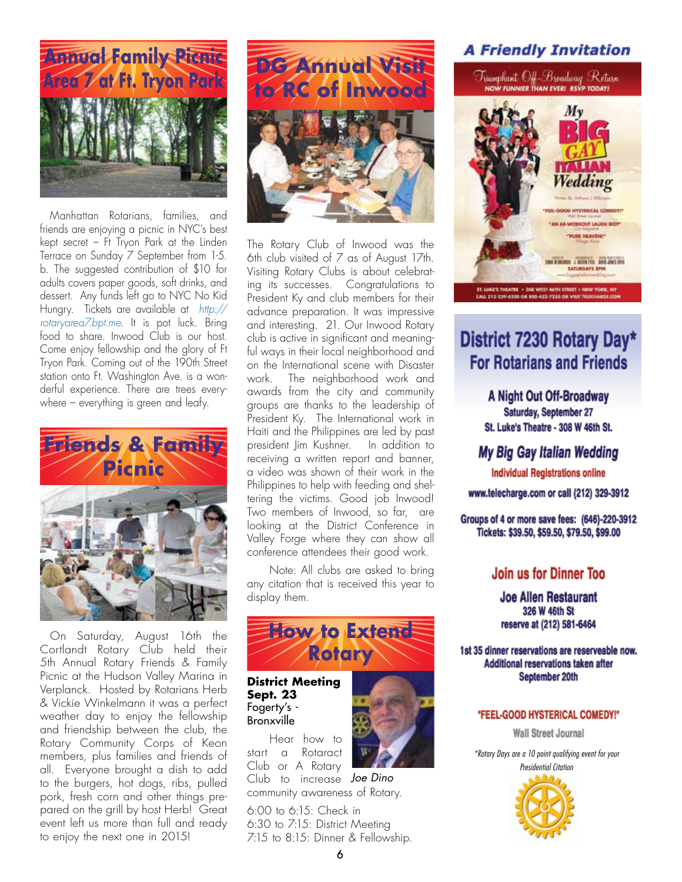## Annual Family Picnic Area 7 at Ft. Tryon Park

Manhattan Rotarians, families, and friends are enjoying a picnic in NYC's best kept secret – Ft Tryon Park at the Linden Terrace on Sunday 7 September from 1-5. b. The suggested contribution of $10 for adults covers paper goods, soft drinks, and dessert. Any funds left go to NYC No Kid Hungry. Tickets are available at *http://rotaryarea7.bpt.me*. It is pot luck. Bring food to share. Inwood Club is our host. Come enjoy fellowship and the glory of Ft Tryon Park. Coming out of the 190th Street station onto Ft. Washington Ave. is a wonderful experience. There are trees everywhere – everything is green and leafy.

## Friends & Family Picnic

On Saturday, August 16th the Cortlandt Rotary Club held their 5th Annual Rotary Friends & Family Picnic at the Hudson Valley Marina in Verplanck. Hosted by Rotarians Herb & Vickie Winkelmann it was a perfect weather day to enjoy the fellowship and friendship between the club, the Rotary Community Corps of Keon members, plus families and friends of all. Everyone brought a dish to add to the burgers, hot dogs, ribs, pulled pork, fresh corn and other things prepared on the grill by host Herb! Great event left us more than full and ready to enjoy the next one in 2015!

## DG Annual Visit to RC of Inwood

The Rotary Club of Inwood was the 6th club visited of 7 as of August 17th. Visiting Rotary Clubs is about celebrating its successes. Congratulations to President Ky and club members for their advance preparation. It was impressive and interesting. 21. Our Inwood Rotary club is active in significant and meaningful ways in their local neighborhood and on the International scene with Disaster work. The neighborhood work and awards from the city and community groups are thanks to the leadership of President Ky. The International work in Haiti and the Philippines are led by past president Jim Kushner. In addition to receiving a written report and banner, a video was shown of their work in the Philippines to help with feeding and sheltering the victims. Good job Inwood! Two members of Inwood, so far, are looking at the District Conference in Valley Forge where they can show all conference attendees their good work.

Note: All clubs are asked to bring any citation that is received this year to display them.

## How to Extend Rotary

**District Meeting**
**Sept. 23**
Fogerty's - Bronxville

Hear how to start a Rotaract Club or A Rotary Club to increase community awareness of Rotary.

*Joe Dino*

6:00 to 6:15: Check in
6:30 to 7:15: District Meeting
7:15 to 8:15: Dinner & Fellowship.

## A Friendly Invitation

Triumphant Off-Broadway Return
NOW FUNNIER THAN EVER! RSVP TODAY!

My BIG GAY ITALIAN Wedding

"FEEL-GOOD HYSTERICAL COMEDY!"
"AN AB-WORKOUT LAUGH RIOT"
"PURE HEAVEN!"

SATURDAYS 8PM

ST. LUKE'S THEATRE • 308 WEST 46TH STREET • NEW YORK, NY
CALL 212-239-6200 OR 800-432-7250 OR VISIT TELECHARGE.COM

## District 7230 Rotary Day* For Rotarians and Friends

**A Night Out Off-Broadway**
**Saturday, September 27**
**St. Luke's Theatre - 308 W 46th St.**

***My Big Gay Italian Wedding***

**Individual Registrations online**

**www.telecharge.com or call (212) 329-3912**

**Groups of 4 or more save fees: (646)-220-3912**
**Tickets: $39.50, $59.50, $79.50, $99.00**

**Join us for Dinner Too**

**Joe Allen Restaurant**
**326 W 46th St**
**reserve at (212) 581-6464**

**1st 35 dinner reservations are reserveable now. Additional reservations taken after September 20th**

**"FEEL-GOOD HYSTERICAL COMEDY!"**

**Wall Street Journal**

*\*Rotary Days are a 10 point qualifying event for your Presidential Citation*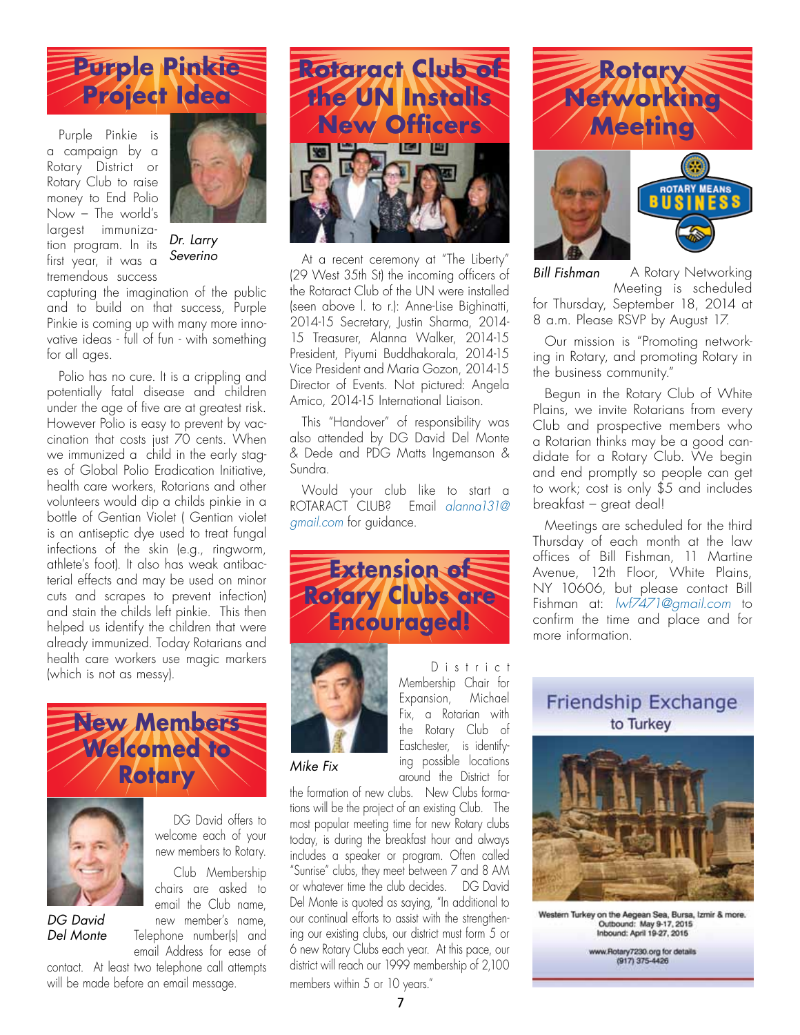## Purple Pinkie Project Idea

*Dr. Larry Severino*

Purple Pinkie is a campaign by a Rotary District or Rotary Club to raise money to End Polio Now – The world's largest immunization program. In its first year, it was a tremendous success capturing the imagination of the public and to build on that success, Purple Pinkie is coming up with many more innovative ideas - full of fun - with something for all ages.

Polio has no cure. It is a crippling and potentially fatal disease and children under the age of five are at greatest risk. However Polio is easy to prevent by vaccination that costs just 70 cents. When we immunized a child in the early stages of Global Polio Eradication Initiative, health care workers, Rotarians and other volunteers would dip a childs pinkie in a bottle of Gentian Violet ( Gentian violet is an antiseptic dye used to treat fungal infections of the skin (e.g., ringworm, athlete's foot). It also has weak antibacterial effects and may be used on minor cuts and scrapes to prevent infection) and stain the childs left pinkie. This then helped us identify the children that were already immunized. Today Rotarians and health care workers use magic markers (which is not as messy).

## New Members Welcomed to Rotary

*DG David Del Monte*

DG David offers to welcome each of your new members to Rotary.

Club Membership chairs are asked to email the Club name, new member's name, Telephone number(s) and email Address for ease of contact. At least two telephone call attempts will be made before an email message.

## Rotaract Club of the UN Installs New Officers

At a recent ceremony at "The Liberty" (29 West 35th St) the incoming officers of the Rotaract Club of the UN were installed (seen above l. to r.): Anne-Lise Bighinatti, 2014-15 Secretary, Justin Sharma, 2014-15 Treasurer, Alanna Walker, 2014-15 President, Piyumi Buddhakorala, 2014-15 Vice President and Maria Gozon, 2014-15 Director of Events. Not pictured: Angela Amico, 2014-15 International Liaison.

This "Handover" of responsibility was also attended by DG David Del Monte & Dede and PDG Matts Ingemanson & Sundra.

Would your club like to start a ROTARACT CLUB? Email alanna131@gmail.com for guidance.

## Extension of Rotary Clubs are Encouraged!

*Mike Fix*

District Membership Chair for Expansion, Michael Fix, a Rotarian with the Rotary Club of Eastchester, is identifying possible locations around the District for the formation of new clubs. New Clubs formations will be the project of an existing Club. The most popular meeting time for new Rotary clubs today, is during the breakfast hour and always includes a speaker or program. Often called "Sunrise" clubs, they meet between 7 and 8 AM or whatever time the club decides. DG David Del Monte is quoted as saying, "In additional to our continual efforts to assist with the strengthening our existing clubs, our district must form 5 or 6 new Rotary Clubs each year. At this pace, our district will reach our 1999 membership of 2,100 members within 5 or 10 years."

## Rotary Networking Meeting

ROTARY MEANS BUSINESS

*Bill Fishman*

A Rotary Networking Meeting is scheduled for Thursday, September 18, 2014 at 8 a.m. Please RSVP by August 17.

Our mission is "Promoting networking in Rotary, and promoting Rotary in the business community."

Begun in the Rotary Club of White Plains, we invite Rotarians from every Club and prospective members who a Rotarian thinks may be a good candidate for a Rotary Club. We begin and end promptly so people can get to work; cost is only $5 and includes breakfast – great deal!

Meetings are scheduled for the third Thursday of each month at the law offices of Bill Fishman, 11 Martine Avenue, 12th Floor, White Plains, NY 10606, but please contact Bill Fishman at: lwf7471@gmail.com to confirm the time and place and for more information.

## Friendship Exchange to Turkey

Western Turkey on the Aegean Sea, Bursa, Izmir & more.
Outbound: May 9-17, 2015
Inbound: April 19-27, 2015

www.Rotary7230.org for details
(917) 375-4426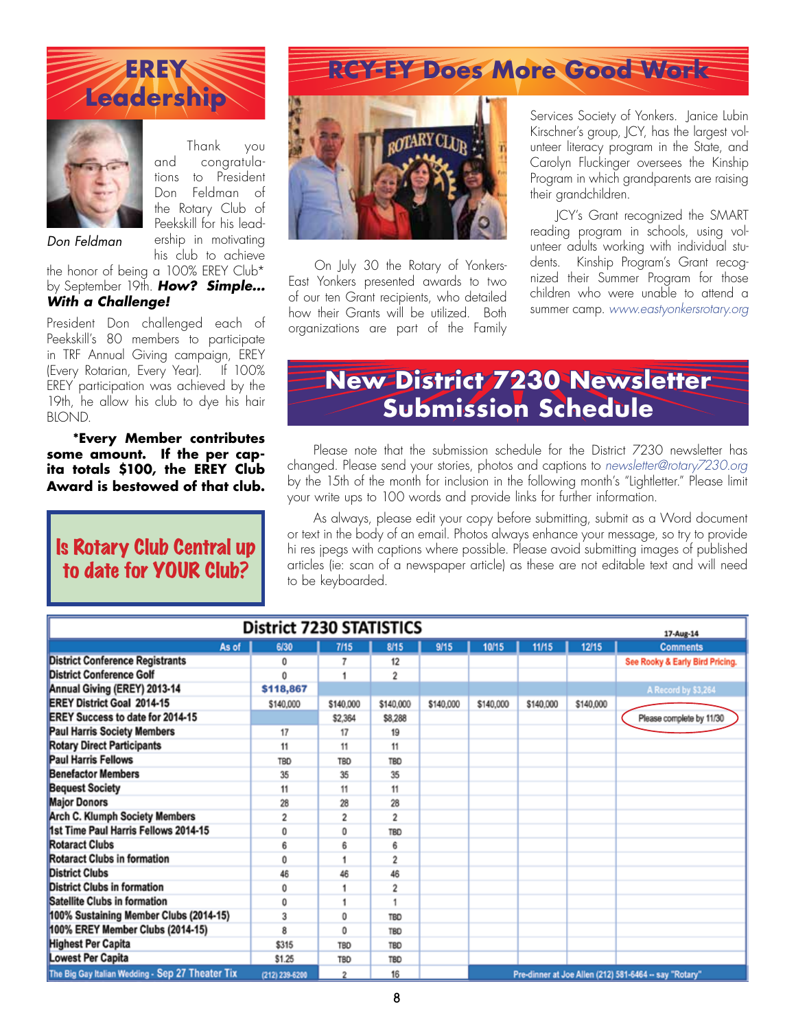# EREY Leadership

Don Feldman

Thank you and congratulations to President Don Feldman of the Rotary Club of Peekskill for his leadership in motivating his club to achieve the honor of being a 100% EREY Club* by September 19th. ***How? Simple... With a Challenge!***

President Don challenged each of Peekskill's 80 members to participate in TRF Annual Giving campaign, EREY (Every Rotarian, Every Year). If 100% EREY participation was achieved by the 19th, he allow his club to dye his hair BLOND.

**\*Every Member contributes some amount. If the per capita totals $100, the EREY Club Award is bestowed of that club.**

**Is Rotary Club Central up to date for YOUR Club?**

# RCY-EY Does More Good Work

On July 30 the Rotary of Yonkers-East Yonkers presented awards to two of our ten Grant recipients, who detailed how their Grants will be utilized. Both organizations are part of the Family Services Society of Yonkers. Janice Lubin Kirschner's group, JCY, has the largest volunteer literacy program in the State, and Carolyn Fluckinger oversees the Kinship Program in which grandparents are raising their grandchildren.

JCY's Grant recognized the SMART reading program in schools, using volunteer adults working with individual students. Kinship Program's Grant recognized their Summer Program for those children who were unable to attend a summer camp. *www.eastyonkersrotary.org*

# New District 7230 Newsletter Submission Schedule

Please note that the submission schedule for the District 7230 newsletter has changed. Please send your stories, photos and captions to *newsletter@rotary7230.org* by the 15th of the month for inclusion in the following month's "Lightletter." Please limit your write ups to 100 words and provide links for further information.

As always, please edit your copy before submitting, submit as a Word document or text in the body of an email. Photos always enhance your message, so try to provide hi res jpegs with captions where possible. Please avoid submitting images of published articles (ie: scan of a newspaper article) as these are not editable text and will need to be keyboarded.

## District 7230 STATISTICS

17-Aug-14

| As of | 6/30 | 7/15 | 8/15 | 9/15 | 10/15 | 11/15 | 12/15 | Comments |
|---|---|---|---|---|---|---|---|---|
| District Conference Registrants | 0 | 7 | 12 | | | | | See Rooky & Early Bird Pricing. |
| District Conference Golf | 0 | 1 | 2 | | | | | |
| Annual Giving (EREY) 2013-14 | $118,867 | | | | | | | A Record by $3,264 |
| EREY District Goal 2014-15 | $140,000 | $140,000 | $140,000 | $140,000 | $140,000 | $140,000 | $140,000 | |
| EREY Success to date for 2014-15 | | $2,364 | $8,288 | | | | | Please complete by 11/30 |
| Paul Harris Society Members | 17 | 17 | 19 | | | | | |
| Rotary Direct Participants | 11 | 11 | 11 | | | | | |
| Paul Harris Fellows | TBD | TBD | TBD | | | | | |
| Benefactor Members | 35 | 35 | 35 | | | | | |
| Bequest Society | 11 | 11 | 11 | | | | | |
| Major Donors | 28 | 28 | 28 | | | | | |
| Arch C. Klumph Society Members | 2 | 2 | 2 | | | | | |
| 1st Time Paul Harris Fellows 2014-15 | 0 | 0 | TBD | | | | | |
| Rotaract Clubs | 6 | 6 | 6 | | | | | |
| Rotaract Clubs in formation | 0 | 1 | 2 | | | | | |
| District Clubs | 46 | 46 | 46 | | | | | |
| District Clubs in formation | 0 | 1 | 2 | | | | | |
| Satellite Clubs in formation | 0 | 1 | 1 | | | | | |
| 100% Sustaining Member Clubs (2014-15) | 3 | 0 | TBD | | | | | |
| 100% EREY Member Clubs (2014-15) | 8 | 0 | TBD | | | | | |
| Highest Per Capita | $315 | TBD | TBD | | | | | |
| Lowest Per Capita | $1.25 | TBD | TBD | | | | | |
| The Big Gay Italian Wedding - Sep 27 Theater Tix | (212) 239-6200 | 2 | 16 | | Pre-dinner at Joe Allen (212) 581-6464 -- say "Rotary" | | | |